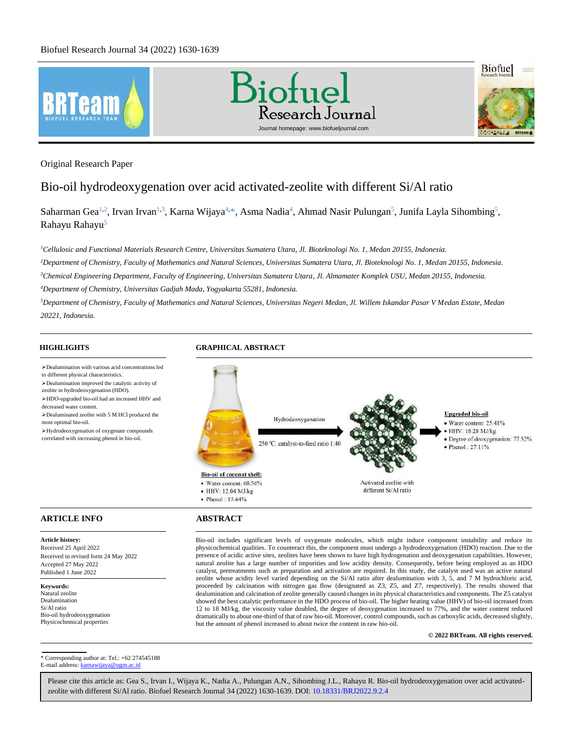Original Research Paper

# Bio-oil hydrodeoxygenation over acid activated-zeolite with different Si/Al ratio

Saharman Gea[1,2], Irvan Irvan[1,3], Karna Wijaya[4,*], Asma Nadia[4], Ahmad Nasir Pulungan[5], Junifa Layla Sihombing[5], Rahayu Rahayu[5]

[1]*Cellulosic and Functional Materials Research Centre, Universitas Sumatera Utara, Jl. Bioteknologi No. 1, Medan 20155, Indonesia.*

[2]*Department of Chemistry, Faculty of Mathematics and Natural Sciences, Universitas Sumatera Utara, Jl. Bioteknologi No. 1, Medan 20155, Indonesia.*

[3]*Chemical Engineering Department, Faculty of Engineering, Universitas Sumatera Utara, Jl. Almamater Komplek USU, Medan 20155, Indonesia.*

[4]*Department of Chemistry, Universitas Gadjah Mada, Yogyakarta 55281, Indonesia.*

[5]*Department of Chemistry, Faculty of Mathematics and Natural Sciences, Universitas Negeri Medan, Jl. Willem Iskandar Pasar V Medan Estate, Medan 20221, Indonesia.*

## HIGHLIGHTS

- Dealumination with various acid concentrations led to different physical characteristics.
- Dealumination improved the catalytic activity of zeolite in hydrodeoxygenation (HDO).
- HDO-upgraded bio-oil had an increased HHV and decreased water content.
- Dealuminated zeolite with 5 M HCl produced the most optimal bio-oil.
- Hydrodeoxygenation of oxygenate compounds correlated with increasing phenol in bio-oil.

## GRAPHICAL ABSTRACT

**Bio-oil of coconut shell:**
- Water content: 68.56%
- HHV: 12.04 MJ/kg
- Phenol : 15.64%

Hydrodeoxygenation

250 °C, catalyst-to-feed ratio 1:40

Activated zeolite with different Si/Al ratio

**Upgraded bio-oil**
- Water content: 25.41%
- HHV: 18.28 MJ/kg
- Degree of deoxygenation: 77.52%
- Phenol : 27.11%

## ARTICLE INFO

**Article history:**
Received 25 April 2022
Received in revised form 24 May 2022
Accepted 27 May 2022
Published 1 June 2022

**Keywords:**
Natural zeolite
Dealumination
Si/Al ratio
Bio-oil hydrodeoxygenation
Physicochemical properties

## ABSTRACT

Bio-oil includes significant levels of oxygenate molecules, which might induce component instability and reduce its physicochemical qualities. To counteract this, the component must undergo a hydrodeoxygenation (HDO) reaction. Due to the presence of acidic active sites, zeolites have been shown to have high hydrogenation and deoxygenation capabilities. However, natural zeolite has a large number of impurities and low acidity density. Consequently, before being employed as an HDO catalyst, pretreatments such as preparation and activation are required. In this study, the catalyst used was an active natural zeolite whose acidity level varied depending on the Si/Al ratio after dealumination with 3, 5, and 7 M hydrochloric acid, proceeded by calcination with nitrogen gas flow (designated as Z3, Z5, and Z7, respectively). The results showed that dealumination and calcination of zeolite generally caused changes in its physical characteristics and components. The Z5 catalyst showed the best catalytic performance in the HDO process of bio-oil. The higher heating value (HHV) of bio-oil increased from 12 to 18 MJ/kg, the viscosity value doubled, the degree of deoxygenation increased to 77%, and the water content reduced dramatically to about one-third of that of raw bio-oil. Moreover, control compounds, such as carboxylic acid, decreased slightly, but the amount of phenol increased to about twice the content in raw bio-oil.

**© 2022 BRTeam. All rights reserved.**

* Corresponding author at: Tel.: +62 274545188
E-mail address: karnawijaya@ugm.ac.id

Please cite this article as: Gea S., Irvan I., Wijaya K., Nadia A., Pulungan A.N., Sihombing J.L., Rahayu R. Bio-oil hydrodeoxygenation over acid activated-zeolite with different Si/Al ratio. Biofuel Research Journal 34 (2022) 1630-1639. DOI: 10.18331/BRJ2022.9.2.4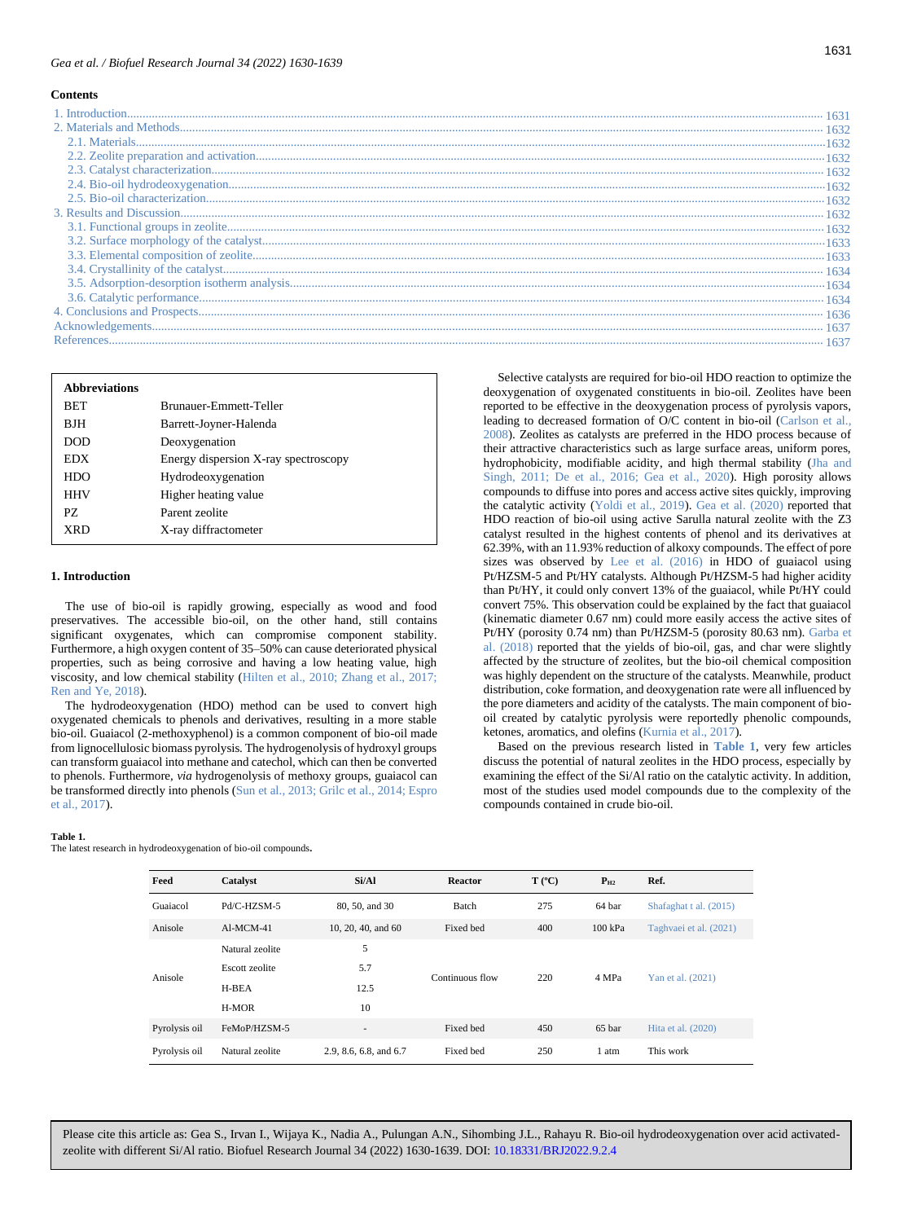## Contents

1. Introduction ........ 1631
2. Materials and Methods ........ 1632
   - 2.1. Materials ........ 1632
   - 2.2. Zeolite preparation and activation ........ 1632
   - 2.3. Catalyst characterization ........ 1632
   - 2.4. Bio-oil hydrodeoxygenation ........ 1632
   - 2.5. Bio-oil characterization ........ 1632
3. Results and Discussion ........ 1632
   - 3.1. Functional groups in zeolite ........ 1632
   - 3.2. Surface morphology of the catalyst ........ 1633
   - 3.3. Elemental composition of zeolite ........ 1633
   - 3.4. Crystallinity of the catalyst ........ 1634
   - 3.5. Adsorption-desorption isotherm analysis ........ 1634
   - 3.6. Catalytic performance ........ 1634
4. Conclusions and Prospects ........ 1636

Acknowledgements ........ 1637

References ........ 1637

| Abbreviations | |
|---|---|
| BET | Brunauer-Emmett-Teller |
| BJH | Barrett-Joyner-Halenda |
| DOD | Deoxygenation |
| EDX | Energy dispersion X-ray spectroscopy |
| HDO | Hydrodeoxygenation |
| HHV | Higher heating value |
| PZ | Parent zeolite |
| XRD | X-ray diffractometer |

## 1. Introduction

The use of bio-oil is rapidly growing, especially as wood and food preservatives. The accessible bio-oil, on the other hand, still contains significant oxygenates, which can compromise component stability. Furthermore, a high oxygen content of 35–50% can cause deteriorated physical properties, such as being corrosive and having a low heating value, high viscosity, and low chemical stability (Hilten et al., 2010; Zhang et al., 2017; Ren and Ye, 2018).

The hydrodeoxygenation (HDO) method can be used to convert high oxygenated chemicals to phenols and derivatives, resulting in a more stable bio-oil. Guaiacol (2-methoxyphenol) is a common component of bio-oil made from lignocellulosic biomass pyrolysis. The hydrogenolysis of hydroxyl groups can transform guaiacol into methane and catechol, which can then be converted to phenols. Furthermore, *via* hydrogenolysis of methoxy groups, guaiacol can be transformed directly into phenols (Sun et al., 2013; Grilc et al., 2014; Espro et al., 2017).

Selective catalysts are required for bio-oil HDO reaction to optimize the deoxygenation of oxygenated constituents in bio-oil. Zeolites have been reported to be effective in the deoxygenation process of pyrolysis vapors, leading to decreased formation of O/C content in bio-oil (Carlson et al., 2008). Zeolites as catalysts are preferred in the HDO process because of their attractive characteristics such as large surface areas, uniform pores, hydrophobicity, modifiable acidity, and high thermal stability (Jha and Singh, 2011; De et al., 2016; Gea et al., 2020). High porosity allows compounds to diffuse into pores and access active sites quickly, improving the catalytic activity (Yoldi et al., 2019). Gea et al. (2020) reported that HDO reaction of bio-oil using active Sarulla natural zeolite with the Z3 catalyst resulted in the highest contents of phenol and its derivatives at 62.39%, with an 11.93% reduction of alkoxy compounds. The effect of pore sizes was observed by Lee et al. (2016) in HDO of guaiacol using Pt/HZSM-5 and Pt/HY catalysts. Although Pt/HZSM-5 had higher acidity than Pt/HY, it could only convert 13% of the guaiacol, while Pt/HY could convert 75%. This observation could be explained by the fact that guaiacol (kinematic diameter 0.67 nm) could more easily access the active sites of Pt/HY (porosity 0.74 nm) than Pt/HZSM-5 (porosity 80.63 nm). Garba et al. (2018) reported that the yields of bio-oil, gas, and char were slightly affected by the structure of zeolites, but the bio-oil chemical composition was highly dependent on the structure of the catalysts. Meanwhile, product distribution, coke formation, and deoxygenation rate were all influenced by the pore diameters and acidity of the catalysts. The main component of bio-oil created by catalytic pyrolysis were reportedly phenolic compounds, ketones, aromatics, and olefins (Kurnia et al., 2017).

Based on the previous research listed in **Table 1**, very few articles discuss the potential of natural zeolites in the HDO process, especially by examining the effect of the Si/Al ratio on the catalytic activity. In addition, most of the studies used model compounds due to the complexity of the compounds contained in crude bio-oil.

**Table 1.**
The latest research in hydrodeoxygenation of bio-oil compounds**.**

| Feed | Catalyst | Si/Al | Reactor | T (ºC) | $P_{H2}$ | Ref. |
|---|---|---|---|---|---|---|
| Guaiacol | Pd/C-HZSM-5 | 80, 50, and 30 | Batch | 275 | 64 bar | Shafaghat t al. (2015) |
| Anisole | Al-MCM-41 | 10, 20, 40, and 60 | Fixed bed | 400 | 100 kPa | Taghvaei et al. (2021) |
| Anisole | Natural zeolite | 5 | Continuous flow | 220 | 4 MPa | Yan et al. (2021) |
| | Escott zeolite | 5.7 | | | | |
| | H-BEA | 12.5 | | | | |
| | H-MOR | 10 | | | | |
| Pyrolysis oil | FeMoP/HZSM-5 | - | Fixed bed | 450 | 65 bar | Hita et al. (2020) |
| Pyrolysis oil | Natural zeolite | 2.9, 8.6, 6.8, and 6.7 | Fixed bed | 250 | 1 atm | This work |

Please cite this article as: Gea S., Irvan I., Wijaya K., Nadia A., Pulungan A.N., Sihombing J.L., Rahayu R. Bio-oil hydrodeoxygenation over acid activated-zeolite with different Si/Al ratio. Biofuel Research Journal 34 (2022) 1630-1639. DOI: 10.18331/BRJ2022.9.2.4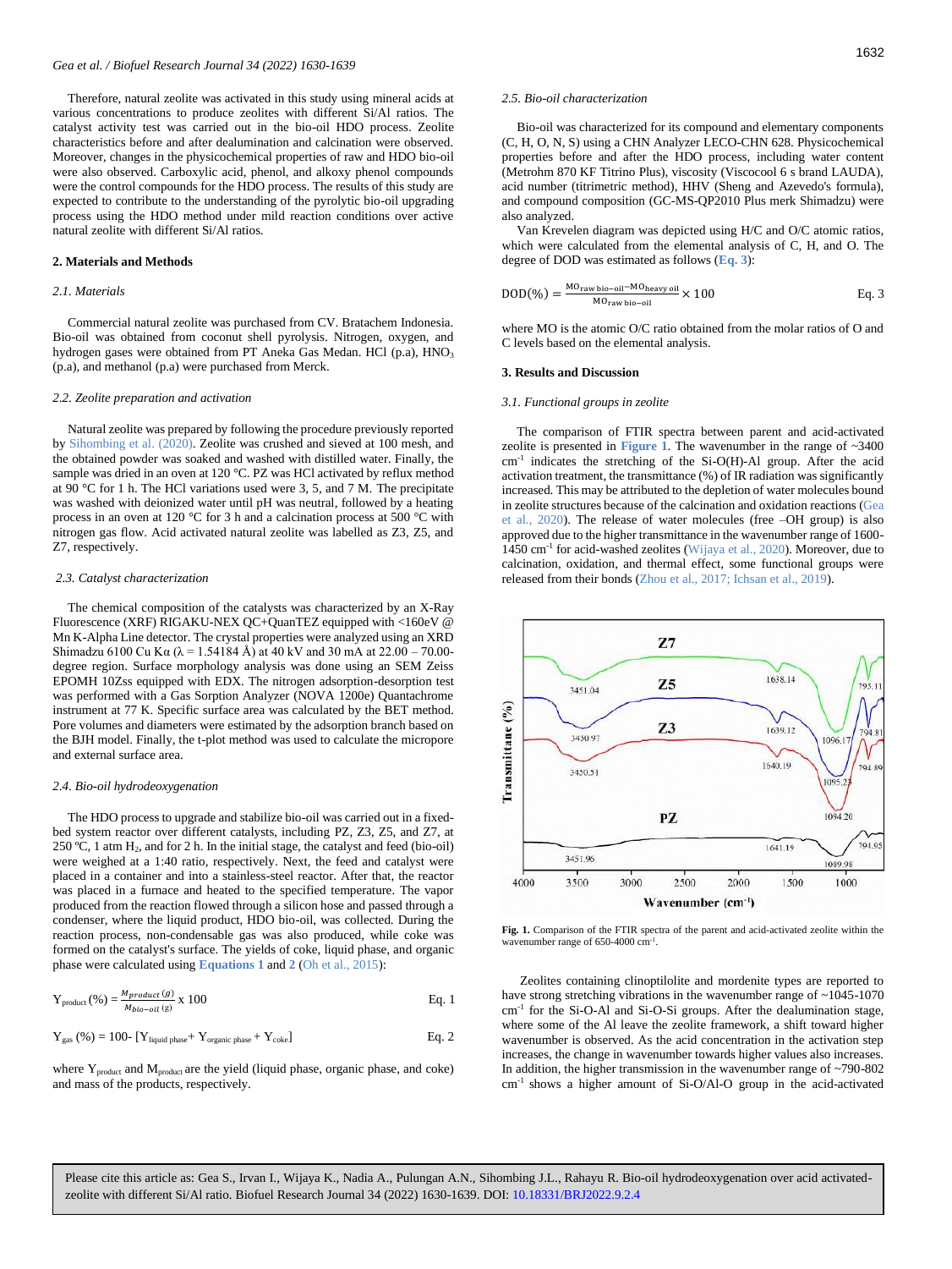Therefore, natural zeolite was activated in this study using mineral acids at various concentrations to produce zeolites with different Si/Al ratios. The catalyst activity test was carried out in the bio-oil HDO process. Zeolite characteristics before and after dealumination and calcination were observed. Moreover, changes in the physicochemical properties of raw and HDO bio-oil were also observed. Carboxylic acid, phenol, and alkoxy phenol compounds were the control compounds for the HDO process. The results of this study are expected to contribute to the understanding of the pyrolytic bio-oil upgrading process using the HDO method under mild reaction conditions over active natural zeolite with different Si/Al ratios.

## 2. Materials and Methods

### 2.1. Materials

Commercial natural zeolite was purchased from CV. Bratachem Indonesia. Bio-oil was obtained from coconut shell pyrolysis. Nitrogen, oxygen, and hydrogen gases were obtained from PT Aneka Gas Medan. HCl (p.a), $HNO_3$ (p.a), and methanol (p.a) were purchased from Merck.

### 2.2. Zeolite preparation and activation

Natural zeolite was prepared by following the procedure previously reported by Sihombing et al. (2020). Zeolite was crushed and sieved at 100 mesh, and the obtained powder was soaked and washed with distilled water. Finally, the sample was dried in an oven at 120 °C. PZ was HCl activated by reflux method at 90 °C for 1 h. The HCl variations used were 3, 5, and 7 M. The precipitate was washed with deionized water until pH was neutral, followed by a heating process in an oven at 120 °C for 3 h and a calcination process at 500 °C with nitrogen gas flow. Acid activated natural zeolite was labelled as Z3, Z5, and Z7, respectively.

### 2.3. Catalyst characterization

The chemical composition of the catalysts was characterized by an X-Ray Fluorescence (XRF) RIGAKU-NEX QC+QuanTEZ equipped with <160eV @ Mn K-Alpha Line detector. The crystal properties were analyzed using an XRD Shimadzu 6100 Cu Kα (λ = 1.54184 Å) at 40 kV and 30 mA at 22.00 – 70.00-degree region. Surface morphology analysis was done using an SEM Zeiss EPOMH 10Zss equipped with EDX. The nitrogen adsorption-desorption test was performed with a Gas Sorption Analyzer (NOVA 1200e) Quantachrome instrument at 77 K. Specific surface area was calculated by the BET method. Pore volumes and diameters were estimated by the adsorption branch based on the BJH model. Finally, the t-plot method was used to calculate the micropore and external surface area.

### 2.4. Bio-oil hydrodeoxygenation

The HDO process to upgrade and stabilize bio-oil was carried out in a fixed-bed system reactor over different catalysts, including PZ, Z3, Z5, and Z7, at 250 ºC, 1 atm $H_2$, and for 2 h. In the initial stage, the catalyst and feed (bio-oil) were weighed at a 1:40 ratio, respectively. Next, the feed and catalyst were placed in a container and into a stainless-steel reactor. After that, the reactor was placed in a furnace and heated to the specified temperature. The vapor produced from the reaction flowed through a silicon hose and passed through a condenser, where the liquid product, HDO bio-oil, was collected. During the reaction process, non-condensable gas was also produced, while coke was formed on the catalyst's surface. The yields of coke, liquid phase, and organic phase were calculated using **Equations 1** and **2** (Oh et al., 2015):

$$Y_{product}\,(\%) = \frac{M_{product}\,(g)}{M_{bio-oil}\,(g)} \times 100 \qquad \text{Eq. 1}$$

$$Y_{gas}\,(\%) = 100 - [Y_{liquid\ phase} + Y_{organic\ phase} + Y_{coke}] \qquad \text{Eq. 2}$$

where $Y_{product}$ and $M_{product}$ are the yield (liquid phase, organic phase, and coke) and mass of the products, respectively.

### 2.5. Bio-oil characterization

Bio-oil was characterized for its compound and elementary components (C, H, O, N, S) using a CHN Analyzer LECO-CHN 628. Physicochemical properties before and after the HDO process, including water content (Metrohm 870 KF Titrino Plus), viscosity (Viscocool 6 s brand LAUDA), acid number (titrimetric method), HHV (Sheng and Azevedo's formula), and compound composition (GC-MS-QP2010 Plus merk Shimadzu) were also analyzed.

Van Krevelen diagram was depicted using H/C and O/C atomic ratios, which were calculated from the elemental analysis of C, H, and O. The degree of DOD was estimated as follows (**Eq. 3**):

$$\text{DOD}(\%) = \frac{MO_{raw\ bio-oil} - MO_{heavy\ oil}}{MO_{raw\ bio-oil}} \times 100 \qquad \text{Eq. 3}$$

where MO is the atomic O/C ratio obtained from the molar ratios of O and C levels based on the elemental analysis.

## 3. Results and Discussion

### 3.1. Functional groups in zeolite

The comparison of FTIR spectra between parent and acid-activated zeolite is presented in **Figure 1**. The wavenumber in the range of ~3400 $cm^{-1}$ indicates the stretching of the Si-O(H)-Al group. After the acid activation treatment, the transmittance (%) of IR radiation was significantly increased. This may be attributed to the depletion of water molecules bound in zeolite structures because of the calcination and oxidation reactions (Gea et al., 2020). The release of water molecules (free –OH group) is also approved due to the higher transmittance in the wavenumber range of 1600-1450 $cm^{-1}$ for acid-washed zeolites (Wijaya et al., 2020). Moreover, due to calcination, oxidation, and thermal effect, some functional groups were released from their bonds (Zhou et al., 2017; Ichsan et al., 2019).

**Fig. 1.** Comparison of the FTIR spectra of the parent and acid-activated zeolite within the wavenumber range of 650-4000 $cm^{-1}$.

Zeolites containing clinoptilolite and mordenite types are reported to have strong stretching vibrations in the wavenumber range of ~1045-1070 $cm^{-1}$ for the Si-O-Al and Si-O-Si groups. After the dealumination stage, where some of the Al leave the zeolite framework, a shift toward higher wavenumber is observed. As the acid concentration in the activation step increases, the change in wavenumber towards higher values also increases. In addition, the higher transmission in the wavenumber range of ~790-802 $cm^{-1}$ shows a higher amount of Si-O/Al-O group in the acid-activated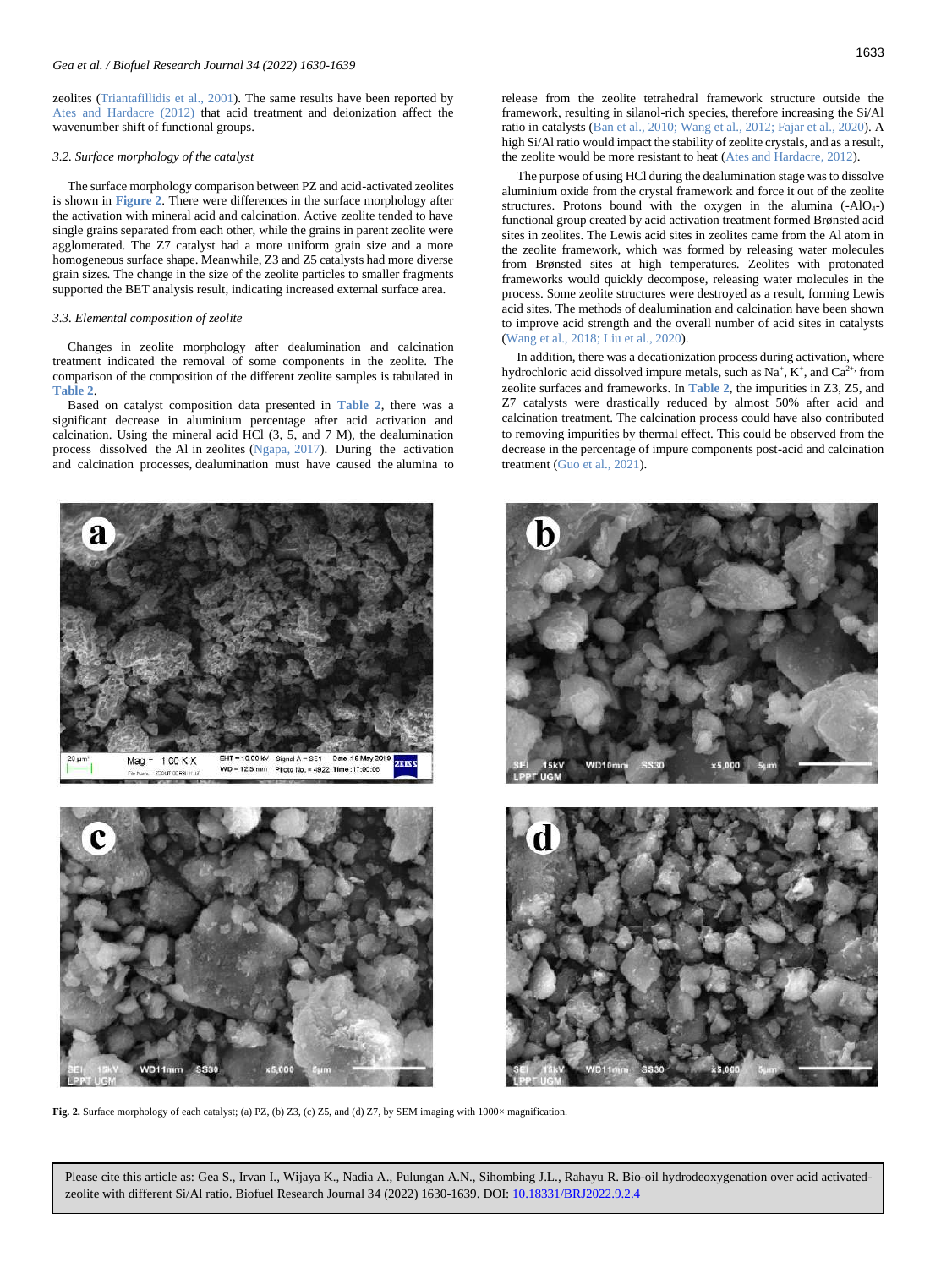zeolites (Triantafillidis et al., 2001). The same results have been reported by Ates and Hardacre (2012) that acid treatment and deionization affect the wavenumber shift of functional groups.

### 3.2. Surface morphology of the catalyst

The surface morphology comparison between PZ and acid-activated zeolites is shown in **Figure 2**. There were differences in the surface morphology after the activation with mineral acid and calcination. Active zeolite tended to have single grains separated from each other, while the grains in parent zeolite were agglomerated. The Z7 catalyst had a more uniform grain size and a more homogeneous surface shape. Meanwhile, Z3 and Z5 catalysts had more diverse grain sizes. The change in the size of the zeolite particles to smaller fragments supported the BET analysis result, indicating increased external surface area.

### 3.3. Elemental composition of zeolite

Changes in zeolite morphology after dealumination and calcination treatment indicated the removal of some components in the zeolite. The comparison of the composition of the different zeolite samples is tabulated in **Table 2**.

Based on catalyst composition data presented in **Table 2**, there was a significant decrease in aluminium percentage after acid activation and calcination. Using the mineral acid HCl (3, 5, and 7 M), the dealumination process dissolved the Al in zeolites (Ngapa, 2017). During the activation and calcination processes, dealumination must have caused the alumina to release from the zeolite tetrahedral framework structure outside the framework, resulting in silanol-rich species, therefore increasing the Si/Al ratio in catalysts (Ban et al., 2010; Wang et al., 2012; Fajar et al., 2020). A high Si/Al ratio would impact the stability of zeolite crystals, and as a result, the zeolite would be more resistant to heat (Ates and Hardacre, 2012).

The purpose of using HCl during the dealumination stage was to dissolve aluminium oxide from the crystal framework and force it out of the zeolite structures. Protons bound with the oxygen in the alumina ($-AlO_4-$) functional group created by acid activation treatment formed Brønsted acid sites in zeolites. The Lewis acid sites in zeolites came from the Al atom in the zeolite framework, which was formed by releasing water molecules from Brønsted sites at high temperatures. Zeolites with protonated frameworks would quickly decompose, releasing water molecules in the process. Some zeolite structures were destroyed as a result, forming Lewis acid sites. The methods of dealumination and calcination have been shown to improve acid strength and the overall number of acid sites in catalysts (Wang et al., 2018; Liu et al., 2020).

In addition, there was a decationization process during activation, where hydrochloric acid dissolved impure metals, such as $Na^+$, $K^+$, and $Ca^{2+}$, from zeolite surfaces and frameworks. In **Table 2**, the impurities in Z3, Z5, and Z7 catalysts were drastically reduced by almost 50% after acid and calcination treatment. The calcination process could have also contributed to removing impurities by thermal effect. This could be observed from the decrease in the percentage of impure components post-acid and calcination treatment (Guo et al., 2021).

**Fig. 2.** Surface morphology of each catalyst; (a) PZ, (b) Z3, (c) Z5, and (d) Z7, by SEM imaging with 1000× magnification.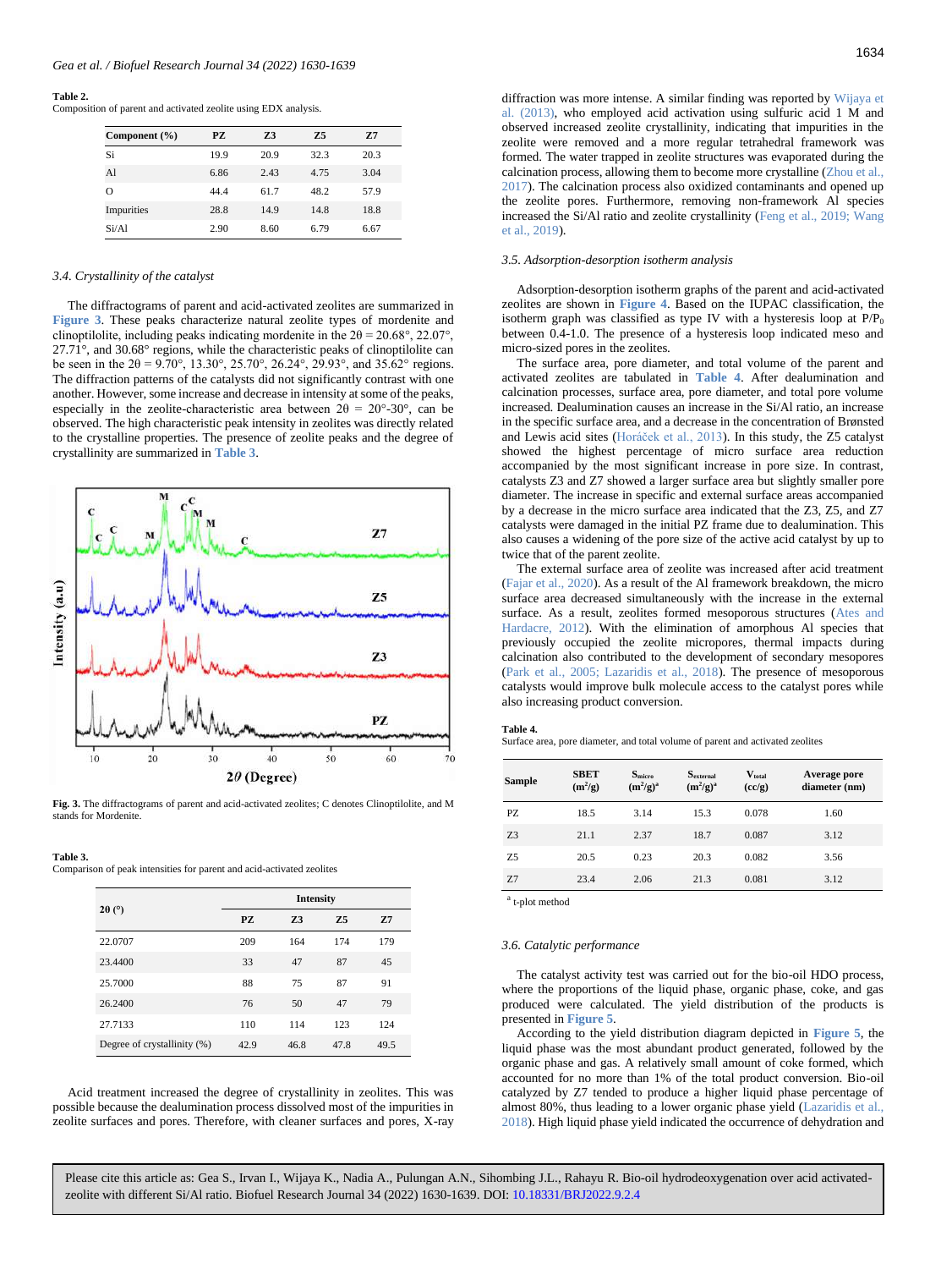**Table 2.**
Composition of parent and activated zeolite using EDX analysis.

| Component (%) | PZ | Z3 | Z5 | Z7 |
|---|---|---|---|---|
| Si | 19.9 | 20.9 | 32.3 | 20.3 |
| Al | 6.86 | 2.43 | 4.75 | 3.04 |
| O | 44.4 | 61.7 | 48.2 | 57.9 |
| Impurities | 28.8 | 14.9 | 14.8 | 18.8 |
| Si/Al | 2.90 | 8.60 | 6.79 | 6.67 |

### 3.4. Crystallinity of the catalyst

The diffractograms of parent and acid-activated zeolites are summarized in Figure 3. These peaks characterize natural zeolite types of mordenite and clinoptilolite, including peaks indicating mordenite in the 2θ = 20.68°, 22.07°, 27.71°, and 30.68° regions, while the characteristic peaks of clinoptilolite can be seen in the 2θ = 9.70°, 13.30°, 25.70°, 26.24°, 29.93°, and 35.62° regions. The diffraction patterns of the catalysts did not significantly contrast with one another. However, some increase and decrease in intensity at some of the peaks, especially in the zeolite-characteristic area between 2θ = 20°-30°, can be observed. The high characteristic peak intensity in zeolites was directly related to the crystalline properties. The presence of zeolite peaks and the degree of crystallinity are summarized in Table 3.

**Fig. 3.** The diffractograms of parent and acid-activated zeolites; C denotes Clinoptilolite, and M stands for Mordenite.

**Table 3.**
Comparison of peak intensities for parent and acid-activated zeolites

| 2θ (°) | Intensity | | | |
|---|---|---|---|---|
| | PZ | Z3 | Z5 | Z7 |
| 22.0707 | 209 | 164 | 174 | 179 |
| 23.4400 | 33 | 47 | 87 | 45 |
| 25.7000 | 88 | 75 | 87 | 91 |
| 26.2400 | 76 | 50 | 47 | 79 |
| 27.7133 | 110 | 114 | 123 | 124 |
| Degree of crystallinity (%) | 42.9 | 46.8 | 47.8 | 49.5 |

Acid treatment increased the degree of crystallinity in zeolites. This was possible because the dealumination process dissolved most of the impurities in zeolite surfaces and pores. Therefore, with cleaner surfaces and pores, X-ray diffraction was more intense. A similar finding was reported by Wijaya et al. (2013), who employed acid activation using sulfuric acid 1 M and observed increased zeolite crystallinity, indicating that impurities in the zeolite were removed and a more regular tetrahedral framework was formed. The water trapped in zeolite structures was evaporated during the calcination process, allowing them to become more crystalline (Zhou et al., 2017). The calcination process also oxidized contaminants and opened up the zeolite pores. Furthermore, removing non-framework Al species increased the Si/Al ratio and zeolite crystallinity (Feng et al., 2019; Wang et al., 2019).

### 3.5. Adsorption-desorption isotherm analysis

Adsorption-desorption isotherm graphs of the parent and acid-activated zeolites are shown in Figure 4. Based on the IUPAC classification, the isotherm graph was classified as type IV with a hysteresis loop at $P/P_0$ between 0.4-1.0. The presence of a hysteresis loop indicated meso and micro-sized pores in the zeolites.

The surface area, pore diameter, and total volume of the parent and activated zeolites are tabulated in Table 4. After dealumination and calcination processes, surface area, pore diameter, and total pore volume increased. Dealumination causes an increase in the Si/Al ratio, an increase in the specific surface area, and a decrease in the concentration of Brønsted and Lewis acid sites (Horáček et al., 2013). In this study, the Z5 catalyst showed the highest percentage of micro surface area reduction accompanied by the most significant increase in pore size. In contrast, catalysts Z3 and Z7 showed a larger surface area but slightly smaller pore diameter. The increase in specific and external surface areas accompanied by a decrease in the micro surface area indicated that the Z3, Z5, and Z7 catalysts were damaged in the initial PZ frame due to dealumination. This also causes a widening of the pore size of the active acid catalyst by up to twice that of the parent zeolite.

The external surface area of zeolite was increased after acid treatment (Fajar et al., 2020). As a result of the Al framework breakdown, the micro surface area decreased simultaneously with the increase in the external surface. As a result, zeolites formed mesoporous structures (Ates and Hardacre, 2012). With the elimination of amorphous Al species that previously occupied the zeolite micropores, thermal impacts during calcination also contributed to the development of secondary mesopores (Park et al., 2005; Lazaridis et al., 2018). The presence of mesoporous catalysts would improve bulk molecule access to the catalyst pores while also increasing product conversion.

**Table 4.**
Surface area, pore diameter, and total volume of parent and activated zeolites

| Sample | SBET ($m^2/g$) | $S_{micro}$ ($m^2/g$)[a] | $S_{external}$ ($m^2/g$)[a] | $V_{total}$ (cc/g) | Average pore diameter (nm) |
|---|---|---|---|---|---|
| PZ | 18.5 | 3.14 | 15.3 | 0.078 | 1.60 |
| Z3 | 21.1 | 2.37 | 18.7 | 0.087 | 3.12 |
| Z5 | 20.5 | 0.23 | 20.3 | 0.082 | 3.56 |
| Z7 | 23.4 | 2.06 | 21.3 | 0.081 | 3.12 |

[a] t-plot method

### 3.6. Catalytic performance

The catalyst activity test was carried out for the bio-oil HDO process, where the proportions of the liquid phase, organic phase, coke, and gas produced were calculated. The yield distribution of the products is presented in Figure 5.

According to the yield distribution diagram depicted in Figure 5, the liquid phase was the most abundant product generated, followed by the organic phase and gas. A relatively small amount of coke formed, which accounted for no more than 1% of the total product conversion. Bio-oil catalyzed by Z7 tended to produce a higher liquid phase percentage of almost 80%, thus leading to a lower organic phase yield (Lazaridis et al., 2018). High liquid phase yield indicated the occurrence of dehydration and

Please cite this article as: Gea S., Irvan I., Wijaya K., Nadia A., Pulungan A.N., Sihombing J.L., Rahayu R. Bio-oil hydrodeoxygenation over acid activated-zeolite with different Si/Al ratio. Biofuel Research Journal 34 (2022) 1630-1639. DOI: 10.18331/BRJ2022.9.2.4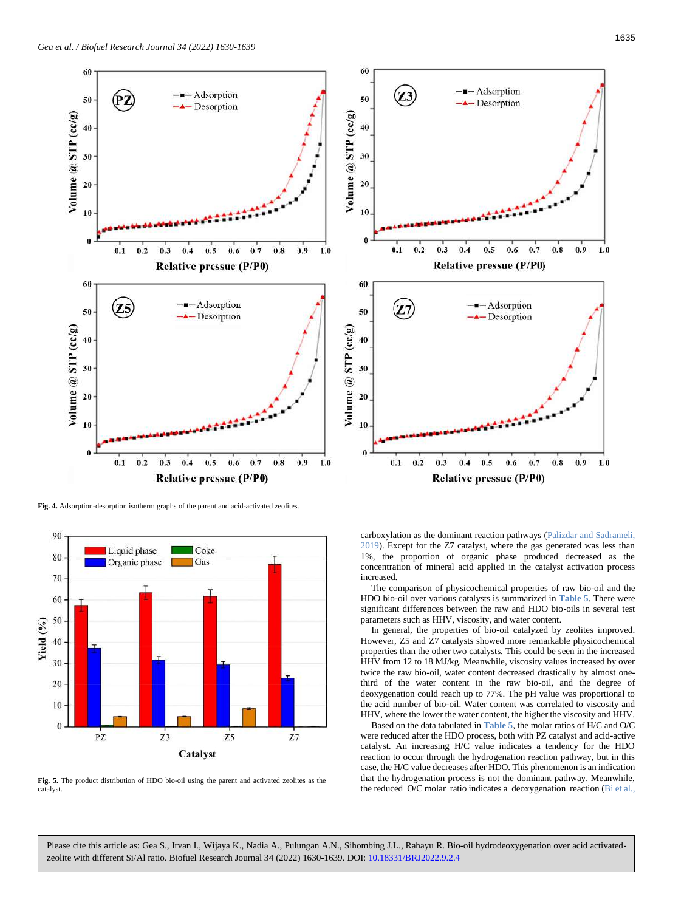Fig. 4. Adsorption-desorption isotherm graphs of the parent and acid-activated zeolites.

Fig. 5. The product distribution of HDO bio-oil using the parent and activated zeolites as the catalyst.

carboxylation as the dominant reaction pathways (Palizdar and Sadrameli, 2019). Except for the Z7 catalyst, where the gas generated was less than 1%, the proportion of organic phase produced decreased as the concentration of mineral acid applied in the catalyst activation process increased.

The comparison of physicochemical properties of raw bio-oil and the HDO bio-oil over various catalysts is summarized in Table 5. There were significant differences between the raw and HDO bio-oils in several test parameters such as HHV, viscosity, and water content.

In general, the properties of bio-oil catalyzed by zeolites improved. However, Z5 and Z7 catalysts showed more remarkable physicochemical properties than the other two catalysts. This could be seen in the increased HHV from 12 to 18 MJ/kg. Meanwhile, viscosity values increased by over twice the raw bio-oil, water content decreased drastically by almost one-third of the water content in the raw bio-oil, and the degree of deoxygenation could reach up to 77%. The pH value was proportional to the acid number of bio-oil. Water content was correlated to viscosity and HHV, where the lower the water content, the higher the viscosity and HHV.

Based on the data tabulated in Table 5, the molar ratios of H/C and O/C were reduced after the HDO process, both with PZ catalyst and acid-active catalyst. An increasing H/C value indicates a tendency for the HDO reaction to occur through the hydrogenation reaction pathway, but in this case, the H/C value decreases after HDO. This phenomenon is an indication that the hydrogenation process is not the dominant pathway. Meanwhile, the reduced O/C molar ratio indicates a deoxygenation reaction (Bi et al.,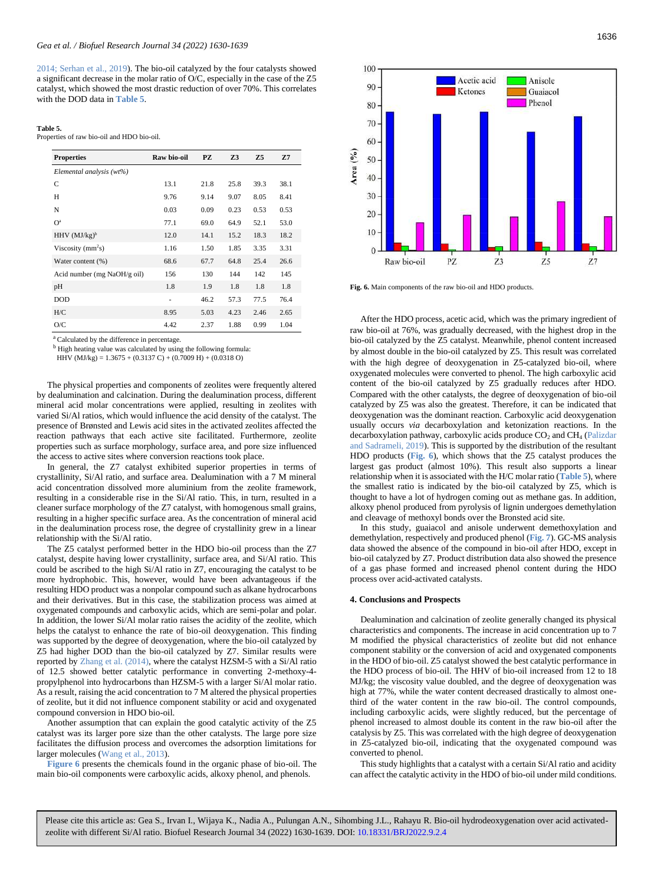2014; Serhan et al., 2019). The bio-oil catalyzed by the four catalysts showed a significant decrease in the molar ratio of O/C, especially in the case of the Z5 catalyst, which showed the most drastic reduction of over 70%. This correlates with the DOD data in **Table 5**.

**Table 5.**
Properties of raw bio-oil and HDO bio-oil.

| Properties | Raw bio-oil | PZ | Z3 | Z5 | Z7 |
|---|---|---|---|---|---|
| *Elemental analysis (wt%)* | | | | | |
| C | 13.1 | 21.8 | 25.8 | 39.3 | 38.1 |
| H | 9.76 | 9.14 | 9.07 | 8.05 | 8.41 |
| N | 0.03 | 0.09 | 0.23 | 0.53 | 0.53 |
| O[a] | 77.1 | 69.0 | 64.9 | 52.1 | 53.0 |
| HHV (MJ/kg)[b] | 12.0 | 14.1 | 15.2 | 18.3 | 18.2 |
| Viscosity ($mm^2s$) | 1.16 | 1.50 | 1.85 | 3.35 | 3.31 |
| Water content (%) | 68.6 | 67.7 | 64.8 | 25.4 | 26.6 |
| Acid number (mg NaOH/g oil) | 156 | 130 | 144 | 142 | 145 |
| pH | 1.8 | 1.9 | 1.8 | 1.8 | 1.8 |
| DOD | - | 46.2 | 57.3 | 77.5 | 76.4 |
| H/C | 8.95 | 5.03 | 4.23 | 2.46 | 2.65 |
| O/C | 4.42 | 2.37 | 1.88 | 0.99 | 1.04 |

[a] Calculated by the difference in percentage.
[b] High heating value was calculated by using the following formula:
HHV (MJ/kg) = 1.3675 + (0.3137 C) + (0.7009 H) + (0.0318 O)

The physical properties and components of zeolites were frequently altered by dealumination and calcination. During the dealumination process, different mineral acid molar concentrations were applied, resulting in zeolites with varied Si/Al ratios, which would influence the acid density of the catalyst. The presence of Brønsted and Lewis acid sites in the activated zeolites affected the reaction pathways that each active site facilitated. Furthermore, zeolite properties such as surface morphology, surface area, and pore size influenced the access to active sites where conversion reactions took place.

In general, the Z7 catalyst exhibited superior properties in terms of crystallinity, Si/Al ratio, and surface area. Dealumination with a 7 M mineral acid concentration dissolved more aluminium from the zeolite framework, resulting in a considerable rise in the Si/Al ratio. This, in turn, resulted in a cleaner surface morphology of the Z7 catalyst, with homogenous small grains, resulting in a higher specific surface area. As the concentration of mineral acid in the dealumination process rose, the degree of crystallinity grew in a linear relationship with the Si/Al ratio.

The Z5 catalyst performed better in the HDO bio-oil process than the Z7 catalyst, despite having lower crystallinity, surface area, and Si/Al ratio. This could be ascribed to the high Si/Al ratio in Z7, encouraging the catalyst to be more hydrophobic. This, however, would have been advantageous if the resulting HDO product was a nonpolar compound such as alkane hydrocarbons and their derivatives. But in this case, the stabilization process was aimed at oxygenated compounds and carboxylic acids, which are semi-polar and polar. In addition, the lower Si/Al molar ratio raises the acidity of the zeolite, which helps the catalyst to enhance the rate of bio-oil deoxygenation. This finding was supported by the degree of deoxygenation, where the bio-oil catalyzed by Z5 had higher DOD than the bio-oil catalyzed by Z7. Similar results were reported by Zhang et al. (2014), where the catalyst HZSM-5 with a Si/Al ratio of 12.5 showed better catalytic performance in converting 2-methoxy-4-propylphenol into hydrocarbons than HZSM-5 with a larger Si/Al molar ratio. As a result, raising the acid concentration to 7 M altered the physical properties of zeolite, but it did not influence component stability or acid and oxygenated compound conversion in HDO bio-oil.

Another assumption that can explain the good catalytic activity of the Z5 catalyst was its larger pore size than the other catalysts. The large pore size facilitates the diffusion process and overcomes the adsorption limitations for larger molecules (Wang et al., 2013).

**Figure 6** presents the chemicals found in the organic phase of bio-oil. The main bio-oil components were carboxylic acids, alkoxy phenol, and phenols.

**Fig. 6.** Main components of the raw bio-oil and HDO products.

After the HDO process, acetic acid, which was the primary ingredient of raw bio-oil at 76%, was gradually decreased, with the highest drop in the bio-oil catalyzed by the Z5 catalyst. Meanwhile, phenol content increased by almost double in the bio-oil catalyzed by Z5. This result was correlated with the high degree of deoxygenation in Z5-catalyzed bio-oil, where oxygenated molecules were converted to phenol. The high carboxylic acid content of the bio-oil catalyzed by Z5 gradually reduces after HDO. Compared with the other catalysts, the degree of deoxygenation of bio-oil catalyzed by Z5 was also the greatest. Therefore, it can be indicated that deoxygenation was the dominant reaction. Carboxylic acid deoxygenation usually occurs *via* decarboxylation and ketonization reactions. In the decarboxylation pathway, carboxylic acids produce $CO_2$ and $CH_4$ (Palizdar and Sadrameli, 2019). This is supported by the distribution of the resultant HDO products (**Fig. 6**), which shows that the Z5 catalyst produces the largest gas product (almost 10%). This result also supports a linear relationship when it is associated with the H/C molar ratio (**Table 5**), where the smallest ratio is indicated by the bio-oil catalyzed by Z5, which is thought to have a lot of hydrogen coming out as methane gas. In addition, alkoxy phenol produced from pyrolysis of lignin undergoes demethylation and cleavage of methoxyl bonds over the Bronsted acid site.

In this study, guaiacol and anisole underwent demethoxylation and demethylation, respectively and produced phenol (**Fig. 7**). GC-MS analysis data showed the absence of the compound in bio-oil after HDO, except in bio-oil catalyzed by Z7. Product distribution data also showed the presence of a gas phase formed and increased phenol content during the HDO process over acid-activated catalysts.

## 4. Conclusions and Prospects

Dealumination and calcination of zeolite generally changed its physical characteristics and components. The increase in acid concentration up to 7 M modified the physical characteristics of zeolite but did not enhance component stability or the conversion of acid and oxygenated components in the HDO of bio-oil. Z5 catalyst showed the best catalytic performance in the HDO process of bio-oil. The HHV of bio-oil increased from 12 to 18 MJ/kg; the viscosity value doubled, and the degree of deoxygenation was high at 77%, while the water content decreased drastically to almost one-third of the water content in the raw bio-oil. The control compounds, including carboxylic acids, were slightly reduced, but the percentage of phenol increased to almost double its content in the raw bio-oil after the catalysis by Z5. This was correlated with the high degree of deoxygenation in Z5-catalyzed bio-oil, indicating that the oxygenated compound was converted to phenol.

This study highlights that a catalyst with a certain Si/Al ratio and acidity can affect the catalytic activity in the HDO of bio-oil under mild conditions.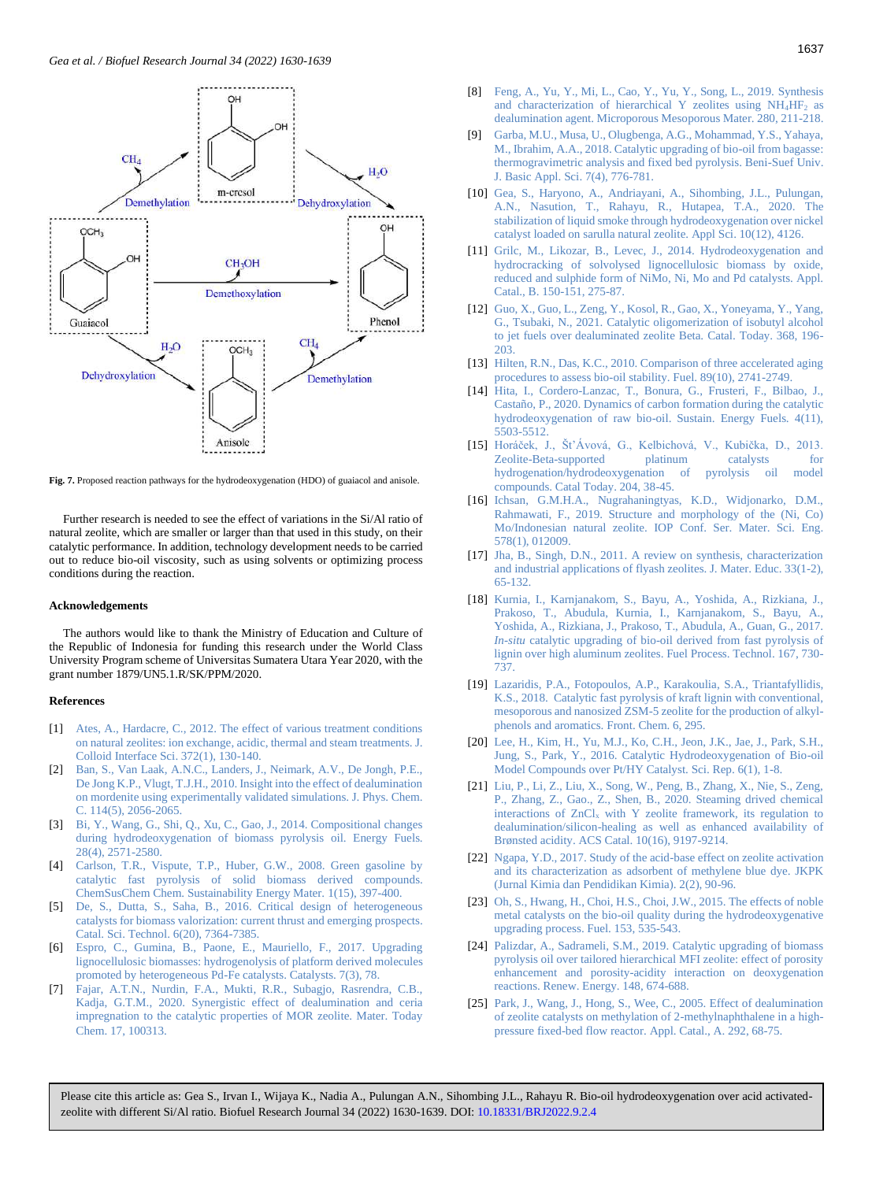**Fig. 7.** Proposed reaction pathways for the hydrodeoxygenation (HDO) of guaiacol and anisole.

Further research is needed to see the effect of variations in the Si/Al ratio of natural zeolite, which are smaller or larger than that used in this study, on their catalytic performance. In addition, technology development needs to be carried out to reduce bio-oil viscosity, such as using solvents or optimizing process conditions during the reaction.

## Acknowledgements

The authors would like to thank the Ministry of Education and Culture of the Republic of Indonesia for funding this research under the World Class University Program scheme of Universitas Sumatera Utara Year 2020, with the grant number 1879/UN5.1.R/SK/PPM/2020.

## References

[1] Ates, A., Hardacre, C., 2012. The effect of various treatment conditions on natural zeolites: ion exchange, acidic, thermal and steam treatments. J. Colloid Interface Sci. 372(1), 130-140.

[2] Ban, S., Van Laak, A.N.C., Landers, J., Neimark, A.V., De Jongh, P.E., De Jong K.P., Vlugt, T.J.H., 2010. Insight into the effect of dealumination on mordenite using experimentally validated simulations. J. Phys. Chem. C. 114(5), 2056-2065.

[3] Bi, Y., Wang, G., Shi, Q., Xu, C., Gao, J., 2014. Compositional changes during hydrodeoxygenation of biomass pyrolysis oil. Energy Fuels. 28(4), 2571-2580.

[4] Carlson, T.R., Vispute, T.P., Huber, G.W., 2008. Green gasoline by catalytic fast pyrolysis of solid biomass derived compounds. ChemSusChem Chem. Sustainability Energy Mater. 1(5), 397-400.

[5] De, S., Dutta, S., Saha, B., 2016. Critical design of heterogeneous catalysts for biomass valorization: current thrust and emerging prospects. Catal. Sci. Technol. 6(20), 7364-7385.

[6] Espro, C., Gumina, B., Paone, E., Mauriello, F., 2017. Upgrading lignocellulosic biomasses: hydrogenolysis of platform derived molecules promoted by heterogeneous Pd-Fe catalysts. Catalysts. 7(3), 78.

[7] Fajar, A.T.N., Nurdin, F.A., Mukti, R.R., Subagjo, Rasrendra, C.B., Kadja, G.T.M., 2020. Synergistic effect of dealumination and ceria impregnation to the catalytic properties of MOR zeolite. Mater. Today Chem. 17, 100313.

[8] Feng, A., Yu, Y., Mi, L., Cao, Y., Yu, Y., Song, L., 2019. Synthesis and characterization of hierarchical Y zeolites using $NH_4HF_2$ as dealumination agent. Microporous Mesoporous Mater. 280, 211-218.

[9] Garba, M.U., Musa, U., Olugbenga, A.G., Mohammad, Y.S., Yahaya, M., Ibrahim, A.A., 2018. Catalytic upgrading of bio-oil from bagasse: thermogravimetric analysis and fixed bed pyrolysis. Beni-Suef Univ. J. Basic Appl. Sci. 7(4), 776-781.

[10] Gea, S., Haryono, A., Andriayani, A., Sihombing, J.L., Pulungan, A.N., Nasution, T., Rahayu, R., Hutapea, T.A., 2020. The stabilization of liquid smoke through hydrodeoxygenation over nickel catalyst loaded on sarulla natural zeolite. Appl Sci. 10(12), 4126.

[11] Grilc, M., Likozar, B., Levec, J., 2014. Hydrodeoxygenation and hydrocracking of solvolysed lignocellulosic biomass by oxide, reduced and sulphide form of NiMo, Ni, Mo and Pd catalysts. Appl. Catal., B. 150-151, 275-87.

[12] Guo, X., Guo, L., Zeng, Y., Kosol, R., Gao, X., Yoneyama, Y., Yang, G., Tsubaki, N., 2021. Catalytic oligomerization of isobutyl alcohol to jet fuels over dealuminated zeolite Beta. Catal. Today. 368, 196-203.

[13] Hilten, R.N., Das, K.C., 2010. Comparison of three accelerated aging procedures to assess bio-oil stability. Fuel. 89(10), 2741-2749.

[14] Hita, I., Cordero-Lanzac, T., Bonura, G., Frusteri, F., Bilbao, J., Castaño, P., 2020. Dynamics of carbon formation during the catalytic hydrodeoxygenation of raw bio-oil. Sustain. Energy Fuels. 4(11), 5503-5512.

[15] Horáček, J., Šťávová, G., Kelbichová, V., Kubička, D., 2013. Zeolite-Beta-supported platinum catalysts for hydrogenation/hydrodeoxygenation of pyrolysis oil model compounds. Catal Today. 204, 38-45.

[16] Ichsan, G.M.H.A., Nugrahaningtyas, K.D., Widjonarko, D.M., Rahmawati, F., 2019. Structure and morphology of the (Ni, Co) Mo/Indonesian natural zeolite. IOP Conf. Ser. Mater. Sci. Eng. 578(1), 012009.

[17] Jha, B., Singh, D.N., 2011. A review on synthesis, characterization and industrial applications of flyash zeolites. J. Mater. Educ. 33(1-2), 65-132.

[18] Kurnia, I., Karnjanakom, S., Bayu, A., Yoshida, A., Rizkiana, J., Prakoso, T., Abudula, Kurnia, I., Karnjanakom, S., Bayu, A., Yoshida, A., Rizkiana, J., Prakoso, T., Abudula, A., Guan, G., 2017. *In-situ* catalytic upgrading of bio-oil derived from fast pyrolysis of lignin over high aluminum zeolites. Fuel Process. Technol. 167, 730-737.

[19] Lazaridis, P.A., Fotopoulos, A.P., Karakoulia, S.A., Triantafyllidis, K.S., 2018. Catalytic fast pyrolysis of kraft lignin with conventional, mesoporous and nanosized ZSM-5 zeolite for the production of alkyl-phenols and aromatics. Front. Chem. 6, 295.

[20] Lee, H., Kim, H., Yu, M.J., Ko, C.H., Jeon, J.K., Jae, J., Park, S.H., Jung, S., Park, Y., 2016. Catalytic Hydrodeoxygenation of Bio-oil Model Compounds over Pt/HY Catalyst. Sci. Rep. 6(1), 1-8.

[21] Liu, P., Li, Z., Liu, X., Song, W., Peng, B., Zhang, X., Nie, S., Zeng, P., Zhang, Z., Gao., Z., Shen, B., 2020. Steaming drived chemical interactions of $ZnCl_x$ with Y zeolite framework, its regulation to dealumination/silicon-healing as well as enhanced availability of Brønsted acidity. ACS Catal. 10(16), 9197-9214.

[22] Ngapa, Y.D., 2017. Study of the acid-base effect on zeolite activation and its characterization as adsorbent of methylene blue dye. JKPK (Jurnal Kimia dan Pendidikan Kimia). 2(2), 90-96.

[23] Oh, S., Hwang, H., Choi, H.S., Choi, J.W., 2015. The effects of noble metal catalysts on the bio-oil quality during the hydrodeoxygenative upgrading process. Fuel. 153, 535-543.

[24] Palizdar, A., Sadrameli, S.M., 2019. Catalytic upgrading of biomass pyrolysis oil over tailored hierarchical MFI zeolite: effect of porosity enhancement and porosity-acidity interaction on deoxygenation reactions. Renew. Energy. 148, 674-688.

[25] Park, J., Wang, J., Hong, S., Wee, C., 2005. Effect of dealumination of zeolite catalysts on methylation of 2-methylnaphthalene in a high-pressure fixed-bed flow reactor. Appl. Catal., A. 292, 68-75.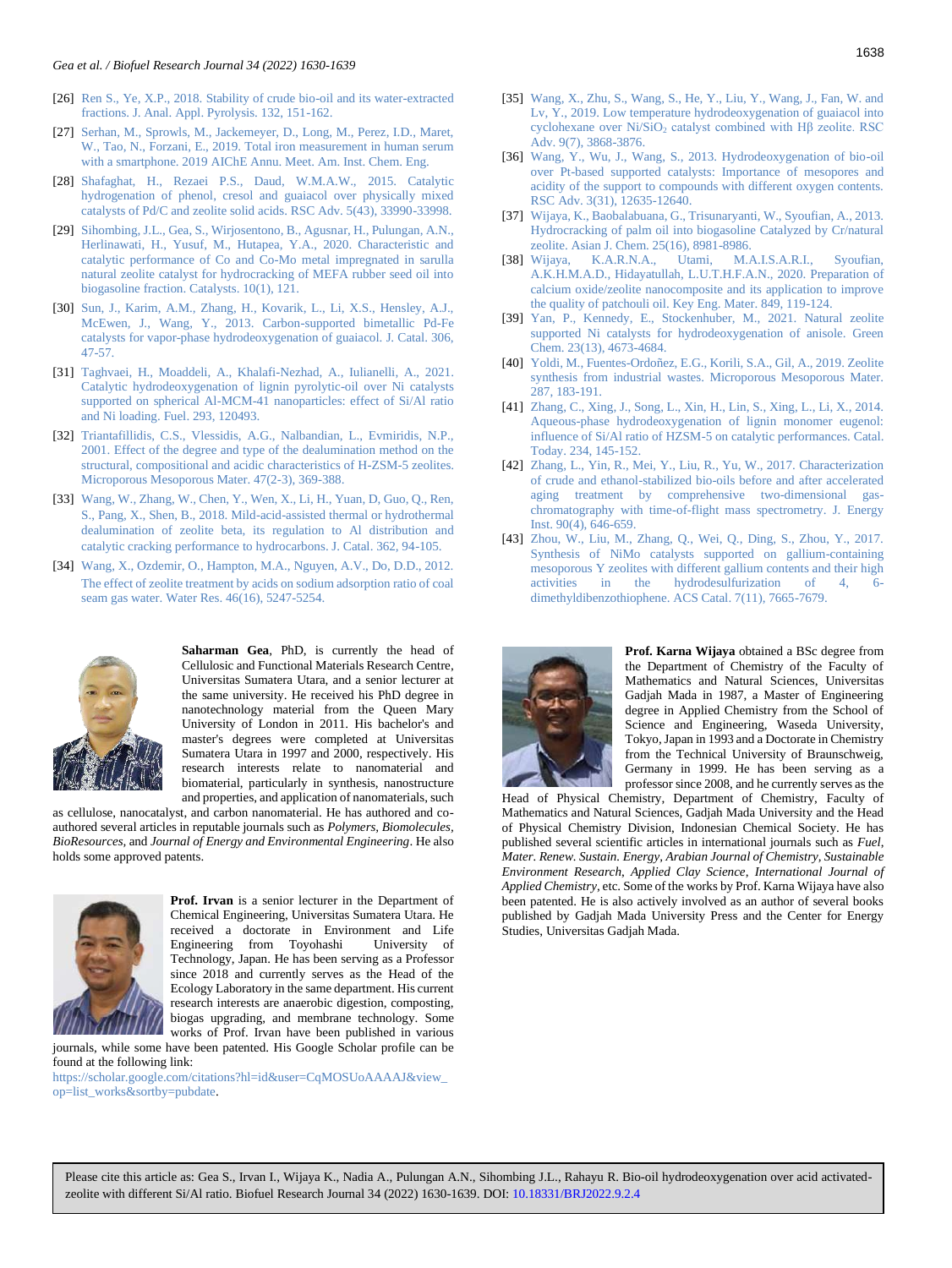[26] Ren S., Ye, X.P., 2018. Stability of crude bio-oil and its water-extracted fractions. J. Anal. Appl. Pyrolysis. 132, 151-162.

[27] Serhan, M., Sprowls, M., Jackemeyer, D., Long, M., Perez, I.D., Maret, W., Tao, N., Forzani, E., 2019. Total iron measurement in human serum with a smartphone. 2019 AIChE Annu. Meet. Am. Inst. Chem. Eng.

[28] Shafaghat, H., Rezaei P.S., Daud, W.M.A.W., 2015. Catalytic hydrogenation of phenol, cresol and guaiacol over physically mixed catalysts of Pd/C and zeolite solid acids. RSC Adv. 5(43), 33990-33998.

[29] Sihombing, J.L., Gea, S., Wirjosentono, B., Agusnar, H., Pulungan, A.N., Herlinawati, H., Yusuf, M., Hutapea, Y.A., 2020. Characteristic and catalytic performance of Co and Co-Mo metal impregnated in sarulla natural zeolite catalyst for hydrocracking of MEFA rubber seed oil into biogasoline fraction. Catalysts. 10(1), 121.

[30] Sun, J., Karim, A.M., Zhang, H., Kovarik, L., Li, X.S., Hensley, A.J., McEwen, J., Wang, Y., 2013. Carbon-supported bimetallic Pd-Fe catalysts for vapor-phase hydrodeoxygenation of guaiacol. J. Catal. 306, 47-57.

[31] Taghvaei, H., Moaddeli, A., Khalafi-Nezhad, A., Iulianelli, A., 2021. Catalytic hydrodeoxygenation of lignin pyrolytic-oil over Ni catalysts supported on spherical Al-MCM-41 nanoparticles: effect of Si/Al ratio and Ni loading. Fuel. 293, 120493.

[32] Triantafillidis, C.S., Vlessidis, A.G., Nalbandian, L., Evmiridis, N.P., 2001. Effect of the degree and type of the dealumination method on the structural, compositional and acidic characteristics of H-ZSM-5 zeolites. Microporous Mesoporous Mater. 47(2-3), 369-388.

[33] Wang, W., Zhang, W., Chen, Y., Wen, X., Li, H., Yuan, D, Guo, Q., Ren, S., Pang, X., Shen, B., 2018. Mild-acid-assisted thermal or hydrothermal dealumination of zeolite beta, its regulation to Al distribution and catalytic cracking performance to hydrocarbons. J. Catal. 362, 94-105.

[34] Wang, X., Ozdemir, O., Hampton, M.A., Nguyen, A.V., Do, D.D., 2012. The effect of zeolite treatment by acids on sodium adsorption ratio of coal seam gas water. Water Res. 46(16), 5247-5254.

[35] Wang, X., Zhu, S., Wang, S., He, Y., Liu, Y., Wang, J., Fan, W. and Lv, Y., 2019. Low temperature hydrodeoxygenation of guaiacol into cyclohexane over Ni/$SiO_2$ catalyst combined with Hβ zeolite. RSC Adv. 9(7), 3868-3876.

[36] Wang, Y., Wu, J., Wang, S., 2013. Hydrodeoxygenation of bio-oil over Pt-based supported catalysts: Importance of mesopores and acidity of the support to compounds with different oxygen contents. RSC Adv. 3(31), 12635-12640.

[37] Wijaya, K., Baobalabuana, G., Trisunaryanti, W., Syoufian, A., 2013. Hydrocracking of palm oil into biogasoline Catalyzed by Cr/natural zeolite. Asian J. Chem. 25(16), 8981-8986.

[38] Wijaya, K.A.R.N.A., Utami, M.A.I.S.A.R.I., Syoufian, A.K.H.M.A.D., Hidayatullah, L.U.T.H.F.A.N., 2020. Preparation of calcium oxide/zeolite nanocomposite and its application to improve the quality of patchouli oil. Key Eng. Mater. 849, 119-124.

[39] Yan, P., Kennedy, E., Stockenhuber, M., 2021. Natural zeolite supported Ni catalysts for hydrodeoxygenation of anisole. Green Chem. 23(13), 4673-4684.

[40] Yoldi, M., Fuentes-Ordoñez, E.G., Korili, S.A., Gil, A., 2019. Zeolite synthesis from industrial wastes. Microporous Mesoporous Mater. 287, 183-191.

[41] Zhang, C., Xing, J., Song, L., Xin, H., Lin, S., Xing, L., Li, X., 2014. Aqueous-phase hydrodeoxygenation of lignin monomer eugenol: influence of Si/Al ratio of HZSM-5 on catalytic performances. Catal. Today. 234, 145-152.

[42] Zhang, L., Yin, R., Mei, Y., Liu, R., Yu, W., 2017. Characterization of crude and ethanol-stabilized bio-oils before and after accelerated aging treatment by comprehensive two-dimensional gas-chromatography with time-of-flight mass spectrometry. J. Energy Inst. 90(4), 646-659.

[43] Zhou, W., Liu, M., Zhang, Q., Wei, Q., Ding, S., Zhou, Y., 2017. Synthesis of NiMo catalysts supported on gallium-containing mesoporous Y zeolites with different gallium contents and their high activities in the hydrodesulfurization of 4, 6-dimethyldibenzothiophene. ACS Catal. 7(11), 7665-7679.

**Saharman Gea**, PhD, is currently the head of Cellulosic and Functional Materials Research Centre, Universitas Sumatera Utara, and a senior lecturer at the same university. He received his PhD degree in nanotechnology material from the Queen Mary University of London in 2011. His bachelor's and master's degrees were completed at Universitas Sumatera Utara in 1997 and 2000, respectively. His research interests relate to nanomaterial and biomaterial, particularly in synthesis, nanostructure and properties, and application of nanomaterials, such as cellulose, nanocatalyst, and carbon nanomaterial. He has authored and co-authored several articles in reputable journals such as *Polymers*, *Biomolecules*, *BioResources*, and *Journal of Energy and Environmental Engineering*. He also holds some approved patents.

**Prof. Irvan** is a senior lecturer in the Department of Chemical Engineering, Universitas Sumatera Utara. He received a doctorate in Environment and Life Engineering from Toyohashi University of Technology, Japan. He has been serving as a Professor since 2018 and currently serves as the Head of the Ecology Laboratory in the same department. His current research interests are anaerobic digestion, composting, biogas upgrading, and membrane technology. Some works of Prof. Irvan have been published in various journals, while some have been patented. His Google Scholar profile can be found at the following link:
https://scholar.google.com/citations?hl=id&user=CqMOSUoAAAAJ&view_op=list_works&sortby=pubdate.

**Prof. Karna Wijaya** obtained a BSc degree from the Department of Chemistry of the Faculty of Mathematics and Natural Sciences, Universitas Gadjah Mada in 1987, a Master of Engineering degree in Applied Chemistry from the School of Science and Engineering, Waseda University, Tokyo, Japan in 1993 and a Doctorate in Chemistry from the Technical University of Braunschweig, Germany in 1999. He has been serving as a professor since 2008, and he currently serves as the Head of Physical Chemistry, Department of Chemistry, Faculty of Mathematics and Natural Sciences, Gadjah Mada University and the Head of Physical Chemistry Division, Indonesian Chemical Society. He has published several scientific articles in international journals such as *Fuel*, *Mater. Renew. Sustain. Energy*, *Arabian Journal of Chemistry*, *Sustainable Environment Research*, *Applied Clay Science*, *International Journal of Applied Chemistry*, etc. Some of the works by Prof. Karna Wijaya have also been patented. He is also actively involved as an author of several books published by Gadjah Mada University Press and the Center for Energy Studies, Universitas Gadjah Mada.

Please cite this article as: Gea S., Irvan I., Wijaya K., Nadia A., Pulungan A.N., Sihombing J.L., Rahayu R. Bio-oil hydrodeoxygenation over acid activated-zeolite with different Si/Al ratio. Biofuel Research Journal 34 (2022) 1630-1639. DOI: 10.18331/BRJ2022.9.2.4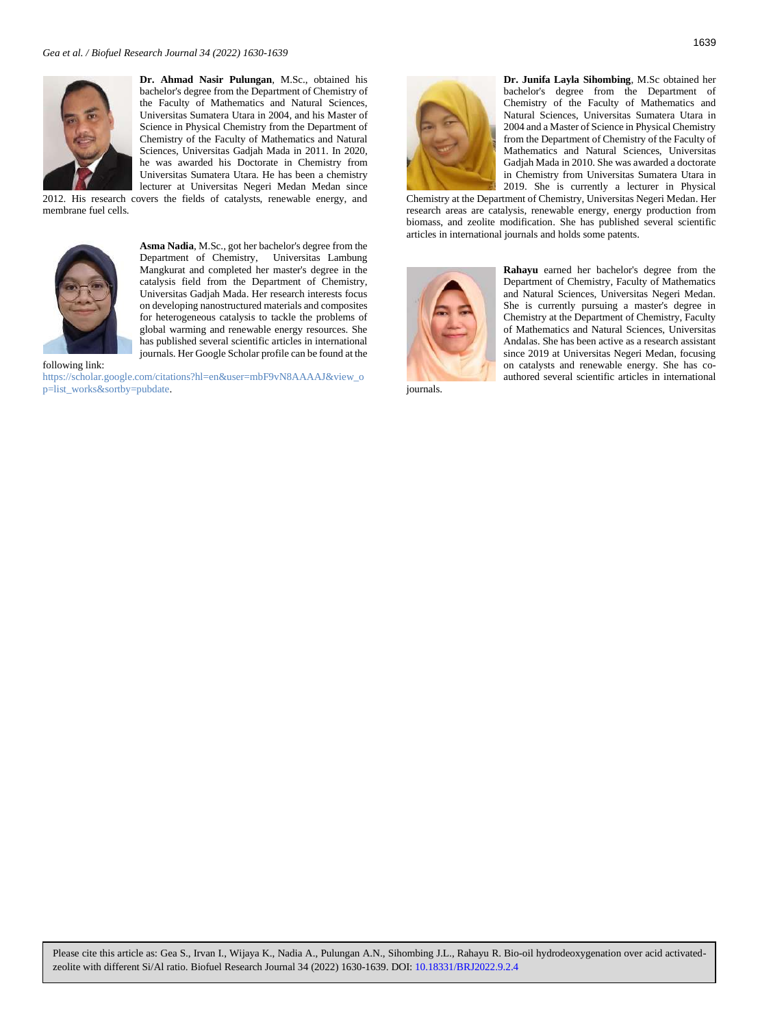**Dr. Ahmad Nasir Pulungan**, M.Sc., obtained his bachelor's degree from the Department of Chemistry of the Faculty of Mathematics and Natural Sciences, Universitas Sumatera Utara in 2004, and his Master of Science in Physical Chemistry from the Department of Chemistry of the Faculty of Mathematics and Natural Sciences, Universitas Gadjah Mada in 2011. In 2020, he was awarded his Doctorate in Chemistry from Universitas Sumatera Utara. He has been a chemistry lecturer at Universitas Negeri Medan Medan since 2012. His research covers the fields of catalysts, renewable energy, and membrane fuel cells.

**Asma Nadia**, M.Sc., got her bachelor's degree from the Department of Chemistry, Universitas Lambung Mangkurat and completed her master's degree in the catalysis field from the Department of Chemistry, Universitas Gadjah Mada. Her research interests focus on developing nanostructured materials and composites for heterogeneous catalysis to tackle the problems of global warming and renewable energy resources. She has published several scientific articles in international journals. Her Google Scholar profile can be found at the following link:
https://scholar.google.com/citations?hl=en&user=mbF9vN8AAAAJ&view_op=list_works&sortby=pubdate.

**Dr. Junifa Layla Sihombing**, M.Sc obtained her bachelor's degree from the Department of Chemistry of the Faculty of Mathematics and Natural Sciences, Universitas Sumatera Utara in 2004 and a Master of Science in Physical Chemistry from the Department of Chemistry of the Faculty of Mathematics and Natural Sciences, Universitas Gadjah Mada in 2010. She was awarded a doctorate in Chemistry from Universitas Sumatera Utara in 2019. She is currently a lecturer in Physical Chemistry at the Department of Chemistry, Universitas Negeri Medan. Her research areas are catalysis, renewable energy, energy production from biomass, and zeolite modification. She has published several scientific articles in international journals and holds some patents.

**Rahayu** earned her bachelor's degree from the Department of Chemistry, Faculty of Mathematics and Natural Sciences, Universitas Negeri Medan. She is currently pursuing a master's degree in Chemistry at the Department of Chemistry, Faculty of Mathematics and Natural Sciences, Universitas Andalas. She has been active as a research assistant since 2019 at Universitas Negeri Medan, focusing on catalysts and renewable energy. She has co-authored several scientific articles in international journals.

Please cite this article as: Gea S., Irvan I., Wijaya K., Nadia A., Pulungan A.N., Sihombing J.L., Rahayu R. Bio-oil hydrodeoxygenation over acid activated-zeolite with different Si/Al ratio. Biofuel Research Journal 34 (2022) 1630-1639. DOI: 10.18331/BRJ2022.9.2.4